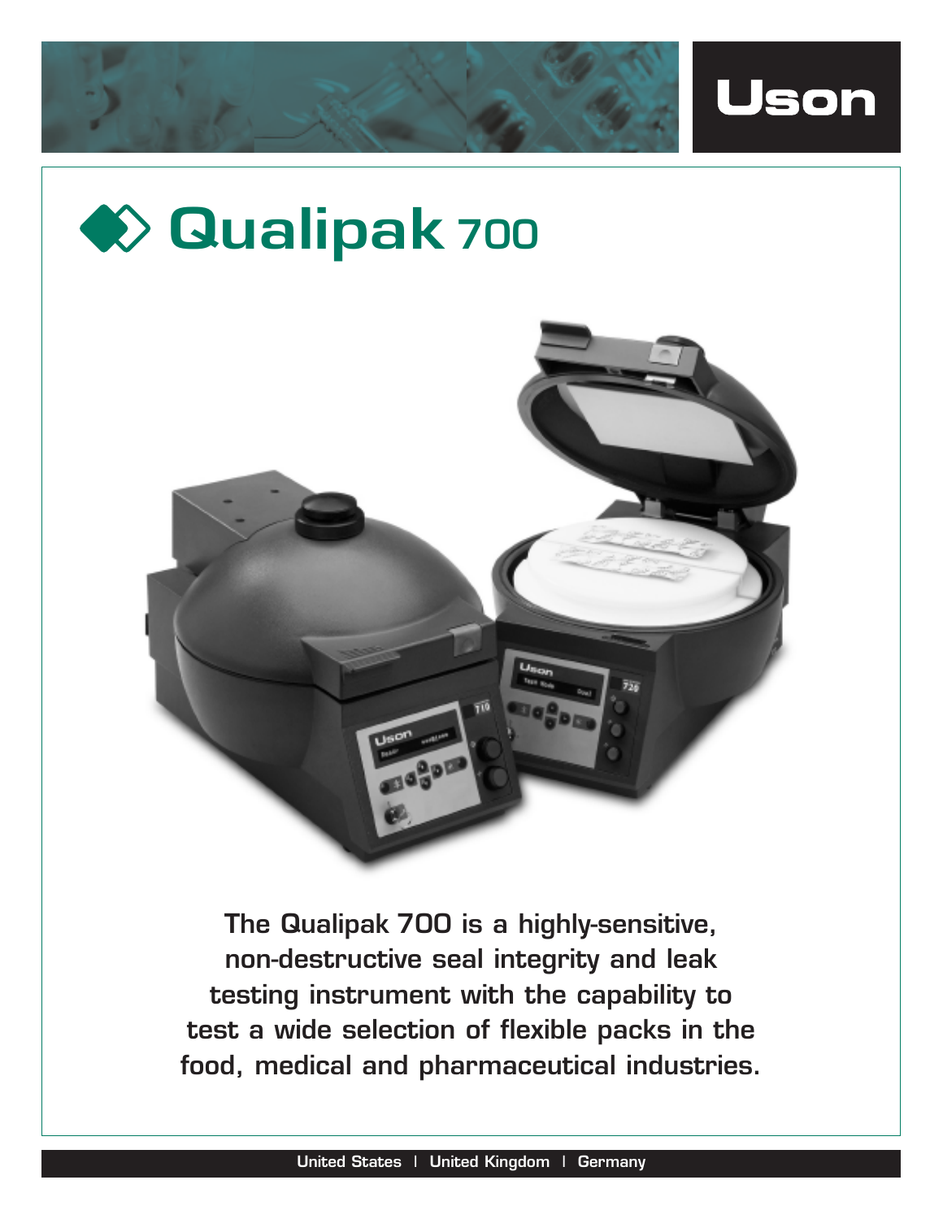Uson

# Qualipak 700

The Qualipak 700 is a highly-sensitive, non-destructive seal integrity and leak testing instrument with the capability to test a wide selection of flexible packs in the food, medical and pharmaceutical industries.

United States | United Kingdom | Germany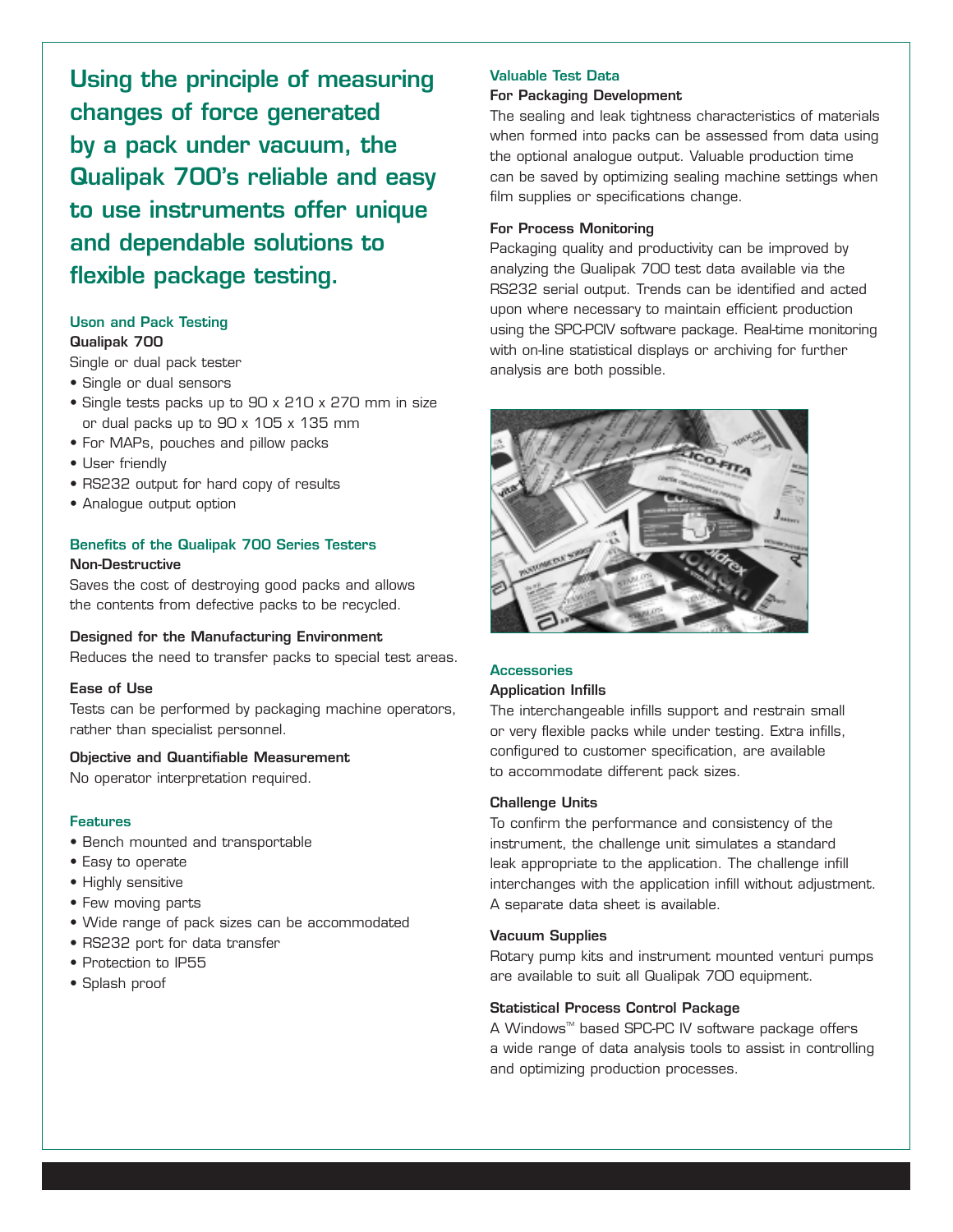## Using the principle of measuring changes of force generated by a pack under vacuum, the Qualipak 700's reliable and easy to use instruments offer unique and dependable solutions to flexible package testing.

### Uson and Pack Testing

**Qualipak 700**

Single or dual pack tester

- Single or dual sensors
- Single tests packs up to 90 x 210 x 270 mm in size or dual packs up to 90 x 105 x 135 mm
- For MAPs, pouches and pillow packs
- User friendly
- RS232 output for hard copy of results
- Analogue output option

### Benefits of the Qualipak 700 Series Testers

**Non-Destructive**

Saves the cost of destroying good packs and allows the contents from defective packs to be recycled.

**Designed for the Manufacturing Environment**

Reduces the need to transfer packs to special test areas.

**Ease of Use**

Tests can be performed by packaging machine operators, rather than specialist personnel.

**Objective and Quantifiable Measurement**

No operator interpretation required.

### Features

- Bench mounted and transportable
- Easy to operate
- Highly sensitive
- Few moving parts
- Wide range of pack sizes can be accommodated
- RS232 port for data transfer
- Protection to IP55
- Splash proof

### Valuable Test Data

**For Packaging Development**

The sealing and leak tightness characteristics of materials when formed into packs can be assessed from data using the optional analogue output. Valuable production time can be saved by optimizing sealing machine settings when film supplies or specifications change.

**For Process Monitoring**

Packaging quality and productivity can be improved by analyzing the Qualipak 700 test data available via the RS232 serial output. Trends can be identified and acted upon where necessary to maintain efficient production using the SPC-PCIV software package. Real-time monitoring with on-line statistical displays or archiving for further analysis are both possible.

### Accessories

**Application Infills**

The interchangeable infills support and restrain small or very flexible packs while under testing. Extra infills, configured to customer specification, are available to accommodate different pack sizes.

**Challenge Units**

To confirm the performance and consistency of the instrument, the challenge unit simulates a standard leak appropriate to the application. The challenge infill interchanges with the application infill without adjustment. A separate data sheet is available.

**Vacuum Supplies**

Rotary pump kits and instrument mounted venturi pumps are available to suit all Qualipak 700 equipment.

**Statistical Process Control Package**

A Windows™ based SPC-PC IV software package offers a wide range of data analysis tools to assist in controlling and optimizing production processes.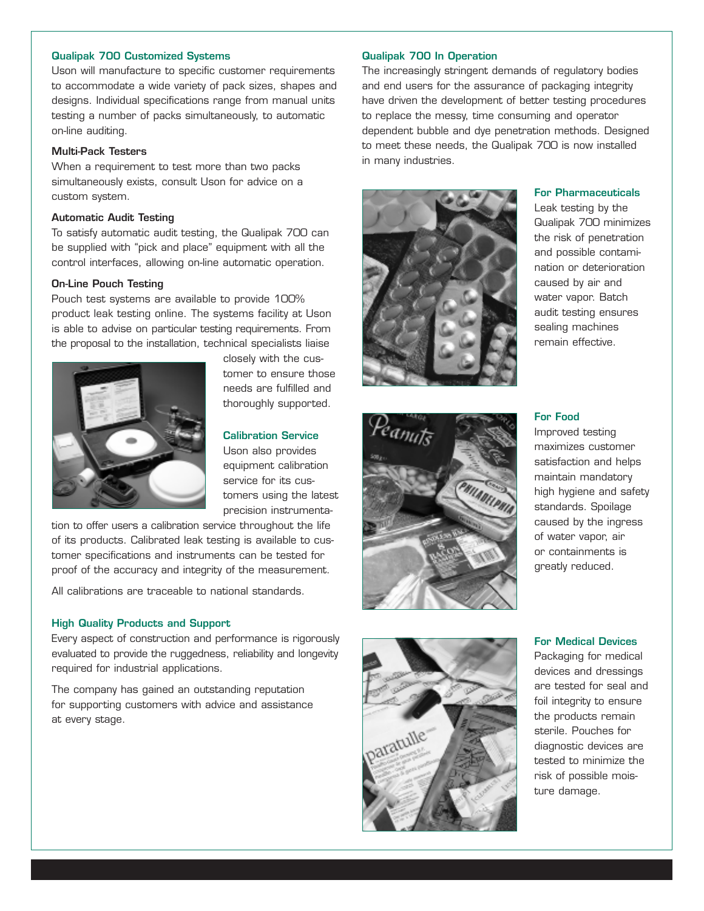### Qualipak 700 Customized Systems

Uson will manufacture to specific customer requirements to accommodate a wide variety of pack sizes, shapes and designs. Individual specifications range from manual units testing a number of packs simultaneously, to automatic on-line auditing.

#### Multi-Pack Testers

When a requirement to test more than two packs simultaneously exists, consult Uson for advice on a custom system.

#### Automatic Audit Testing

To satisfy automatic audit testing, the Qualipak 700 can be supplied with "pick and place" equipment with all the control interfaces, allowing on-line automatic operation.

#### On-Line Pouch Testing

Pouch test systems are available to provide 100% product leak testing online. The systems facility at Uson is able to advise on particular testing requirements. From the proposal to the installation, technical specialists liaise closely with the customer to ensure those needs are fulfilled and thoroughly supported.

### Calibration Service

Uson also provides equipment calibration service for its customers using the latest precision instrumentation to offer users a calibration service throughout the life of its products. Calibrated leak testing is available to customer specifications and instruments can be tested for proof of the accuracy and integrity of the measurement.

All calibrations are traceable to national standards.

### High Quality Products and Support

Every aspect of construction and performance is rigorously evaluated to provide the ruggedness, reliability and longevity required for industrial applications.

The company has gained an outstanding reputation for supporting customers with advice and assistance at every stage.

### Qualipak 700 In Operation

The increasingly stringent demands of regulatory bodies and end users for the assurance of packaging integrity have driven the development of better testing procedures to replace the messy, time consuming and operator dependent bubble and dye penetration methods. Designed to meet these needs, the Qualipak 700 is now installed in many industries.

### For Pharmaceuticals

Leak testing by the Qualipak 700 minimizes the risk of penetration and possible contamination or deterioration caused by air and water vapor. Batch audit testing ensures sealing machines remain effective.

### For Food

Improved testing maximizes customer satisfaction and helps maintain mandatory high hygiene and safety standards. Spoilage caused by the ingress of water vapor, air or containments is greatly reduced.

### For Medical Devices

Packaging for medical devices and dressings are tested for seal and foil integrity to ensure the products remain sterile. Pouches for diagnostic devices are tested to minimize the risk of possible moisture damage.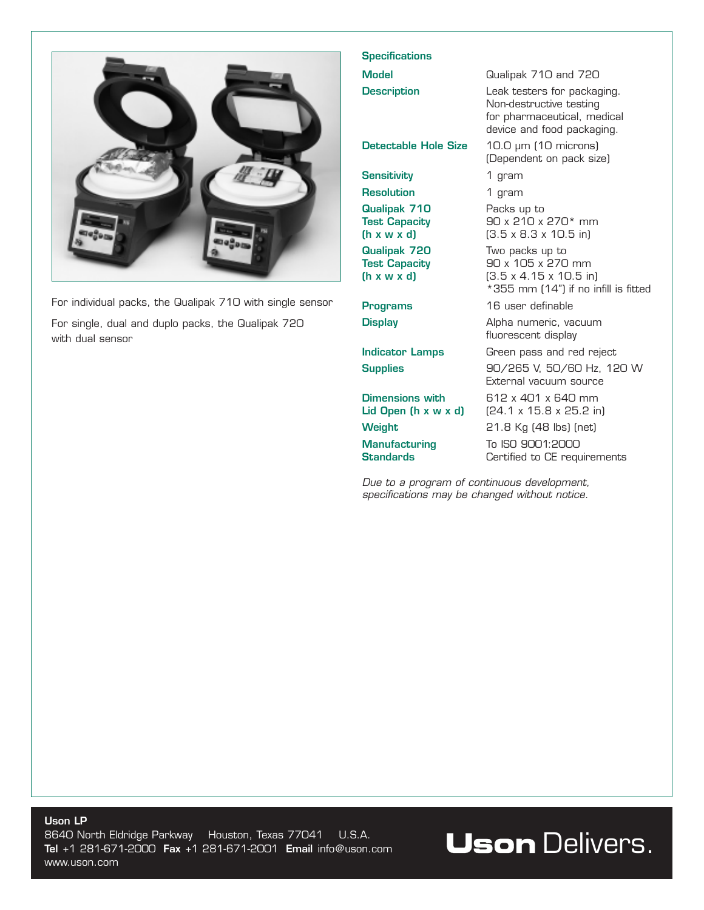For individual packs, the Qualipak 710 with single sensor

For single, dual and duplo packs, the Qualipak 720 with dual sensor

## Specifications

| | |
|---|---|
| **Model** | Qualipak 710 and 720 |
| **Description** | Leak testers for packaging. Non-destructive testing for pharmaceutical, medical device and food packaging. |
| **Detectable Hole Size** | 10.0 µm (10 microns) (Dependent on pack size) |
| **Sensitivity** | 1 gram |
| **Resolution** | 1 gram |
| **Qualipak 710 Test Capacity (h x w x d)** | Packs up to 90 x 210 x 270* mm (3.5 x 8.3 x 10.5 in) |
| **Qualipak 720 Test Capacity (h x w x d)** | Two packs up to 90 x 105 x 270 mm (3.5 x 4.15 x 10.5 in) *355 mm (14") if no infill is fitted |
| **Programs** | 16 user definable |
| **Display** | Alpha numeric, vacuum fluorescent display |
| **Indicator Lamps** | Green pass and red reject |
| **Supplies** | 90/265 V, 50/60 Hz, 120 W External vacuum source |
| **Dimensions with Lid Open (h x w x d)** | 612 x 401 x 640 mm (24.1 x 15.8 x 25.2 in) |
| **Weight** | 21.8 Kg (48 lbs) (net) |
| **Manufacturing Standards** | To ISO 9001:2000 Certified to CE requirements |

*Due to a program of continuous development, specifications may be changed without notice.*

**Uson LP**
8640 North Eldridge Parkway Houston, Texas 77041 U.S.A.
**Tel** +1 281-671-2000 **Fax** +1 281-671-2001 **Email** info@uson.com
www.uson.com

**Uson** Delivers.